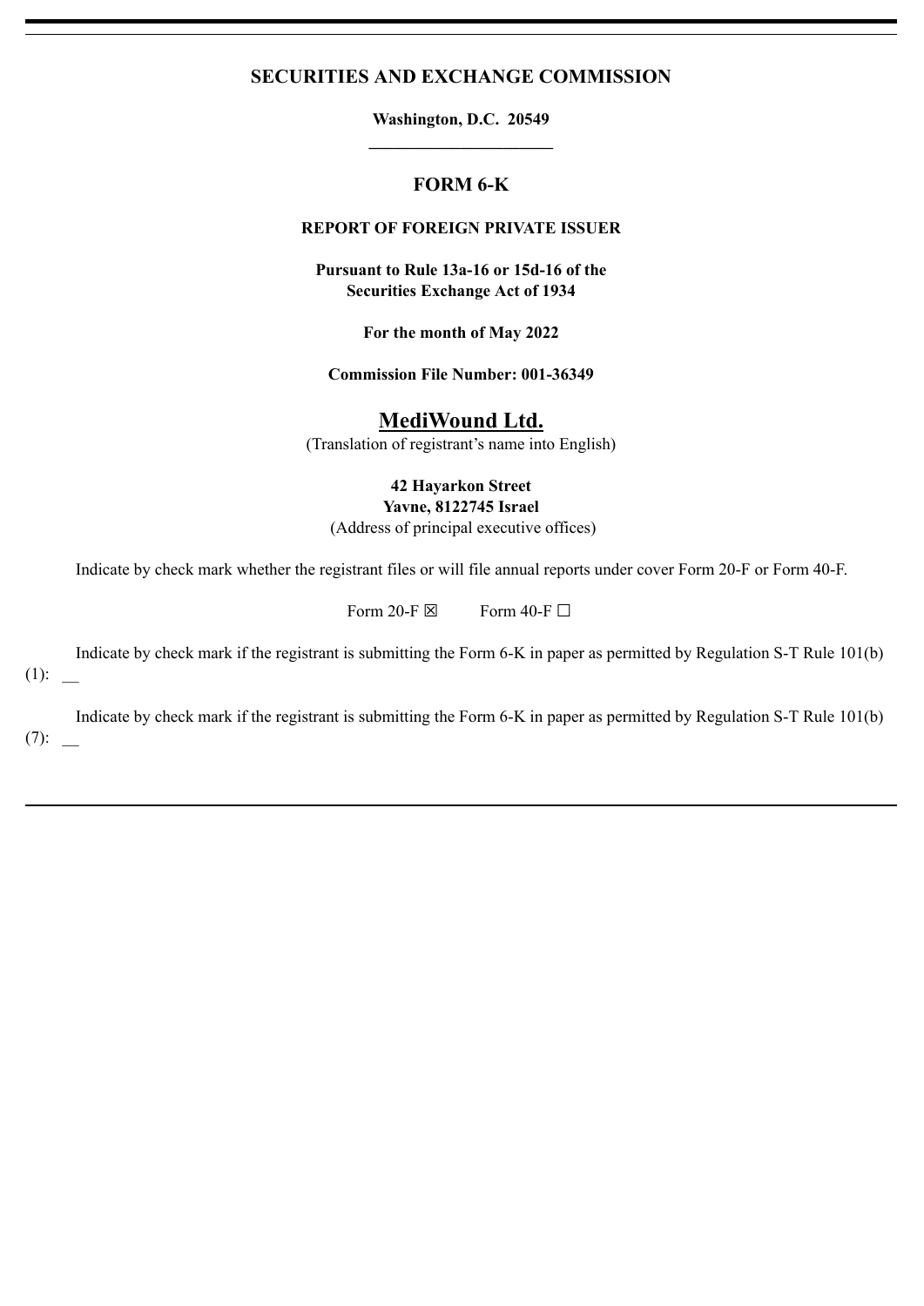# SECURITIES AND EXCHANGE COMMISSION

**Washington, D.C. 20549**

---

## FORM 6-K

**REPORT OF FOREIGN PRIVATE ISSUER**

**Pursuant to Rule 13a-16 or 15d-16 of the Securities Exchange Act of 1934**

**For the month of May 2022**

**Commission File Number: 001-36349**

## MediWound Ltd.

(Translation of registrant's name into English)

**42 Hayarkon Street**
**Yavne, 8122745 Israel**
(Address of principal executive offices)

Indicate by check mark whether the registrant files or will file annual reports under cover Form 20-F or Form 40-F.

Form 20-F ☒ Form 40-F ☐

Indicate by check mark if the registrant is submitting the Form 6-K in paper as permitted by Regulation S-T Rule 101(b)(1): __

Indicate by check mark if the registrant is submitting the Form 6-K in paper as permitted by Regulation S-T Rule 101(b)(7): __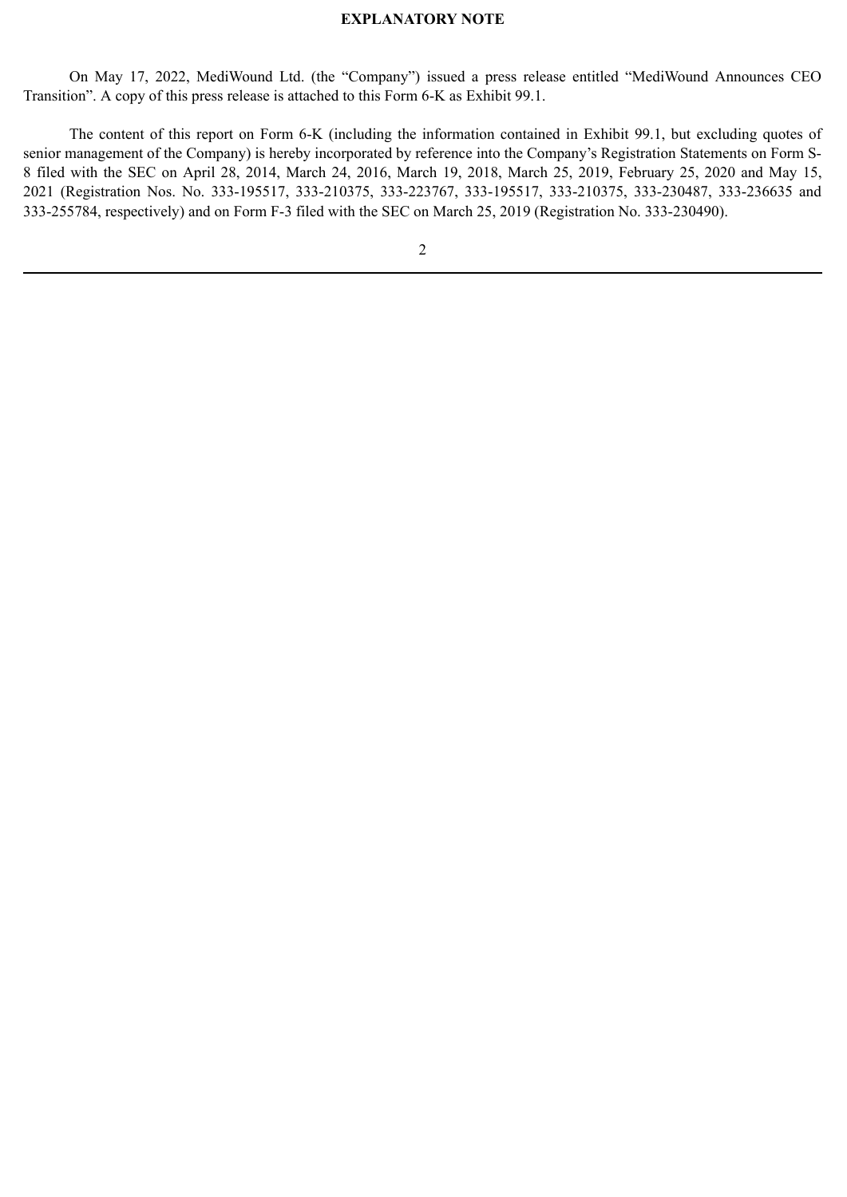## EXPLANATORY NOTE

On May 17, 2022, MediWound Ltd. (the "Company") issued a press release entitled "MediWound Announces CEO Transition". A copy of this press release is attached to this Form 6-K as Exhibit 99.1.

The content of this report on Form 6-K (including the information contained in Exhibit 99.1, but excluding quotes of senior management of the Company) is hereby incorporated by reference into the Company's Registration Statements on Form S-8 filed with the SEC on April 28, 2014, March 24, 2016, March 19, 2018, March 25, 2019, February 25, 2020 and May 15, 2021 (Registration Nos. No. 333-195517, 333-210375, 333-223767, 333-195517, 333-210375, 333-230487, 333-236635 and 333-255784, respectively) and on Form F-3 filed with the SEC on March 25, 2019 (Registration No. 333-230490).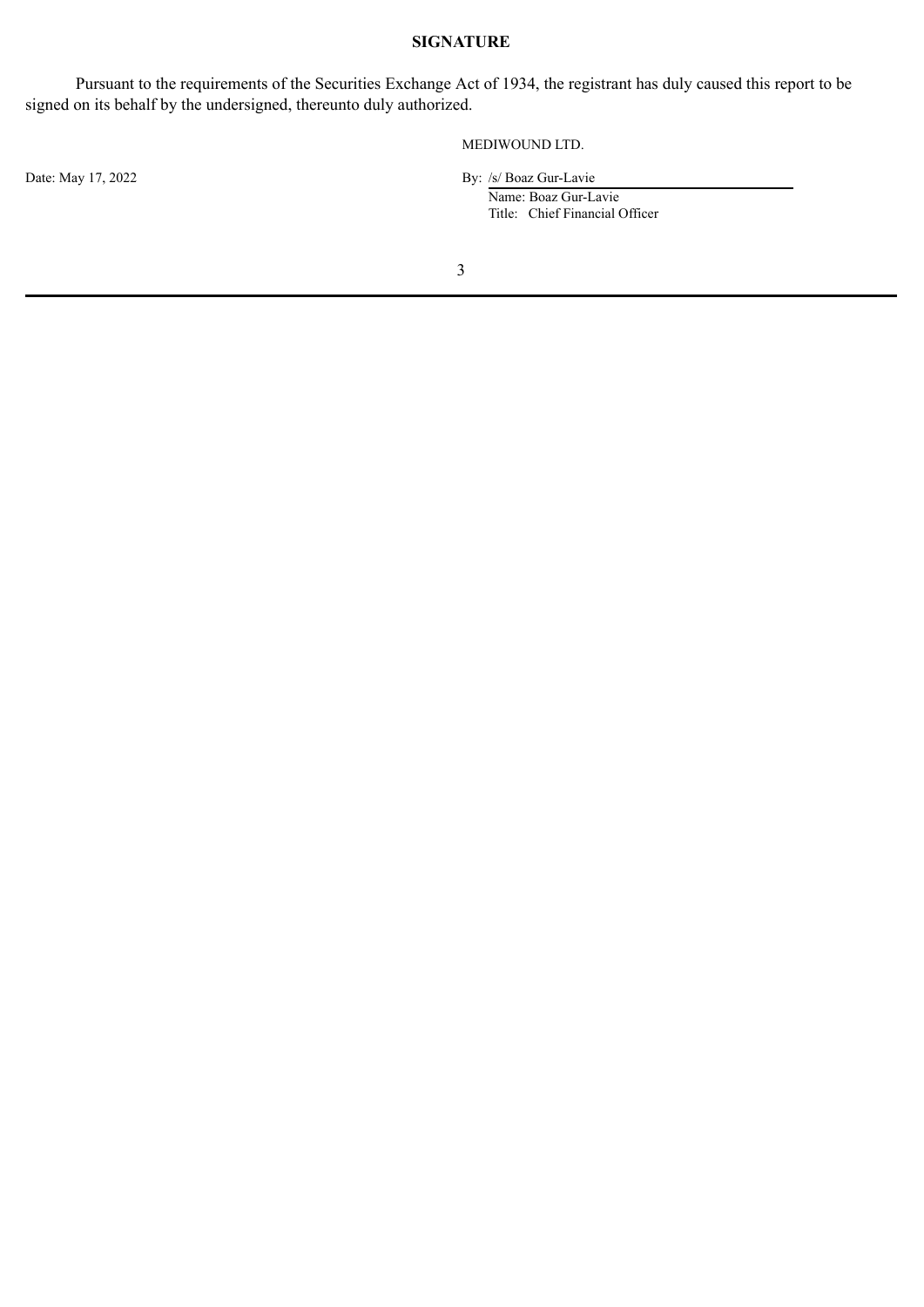## SIGNATURE

Pursuant to the requirements of the Securities Exchange Act of 1934, the registrant has duly caused this report to be signed on its behalf by the undersigned, thereunto duly authorized.

MEDIWOUND LTD.

Date: May 17, 2022

By: /s/ Boaz Gur-Lavie

Name: Boaz Gur-Lavie

Title: Chief Financial Officer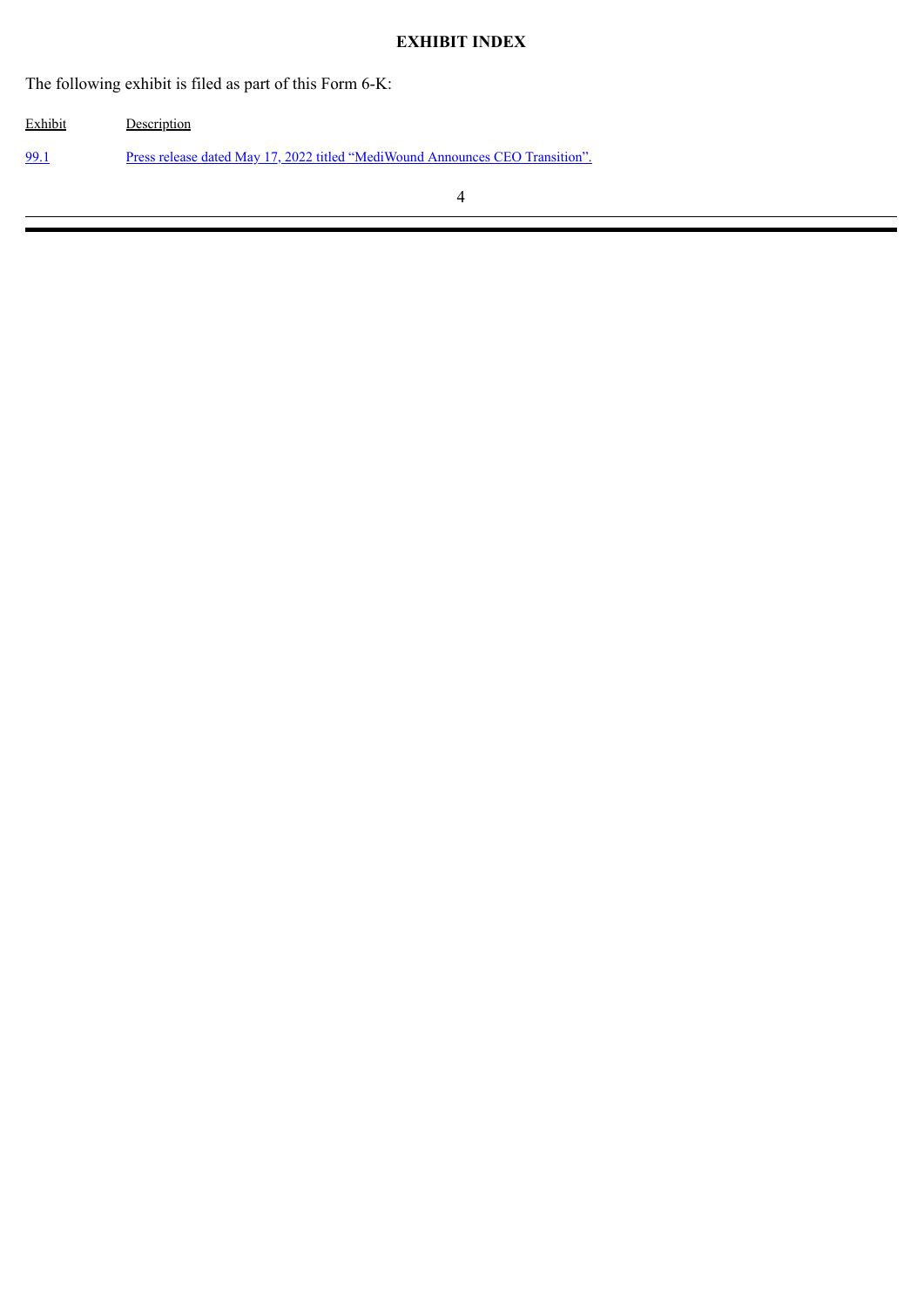**EXHIBIT INDEX**

The following exhibit is filed as part of this Form 6-K:

| Exhibit | Description |
| --- | --- |
| 99.1 | Press release dated May 17, 2022 titled "MediWound Announces CEO Transition". |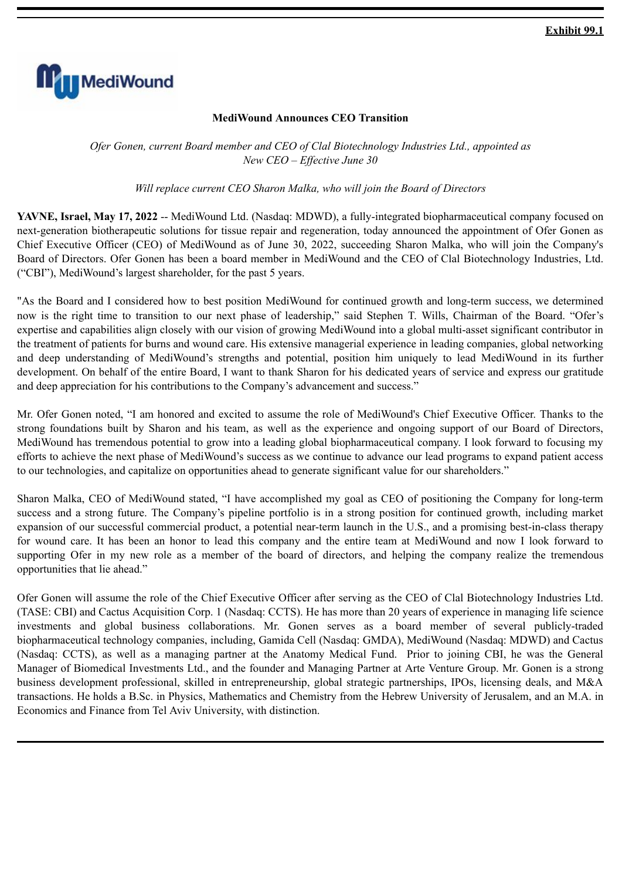**Exhibit 99.1**

**MediWound Announces CEO Transition**

*Ofer Gonen, current Board member and CEO of Clal Biotechnology Industries Ltd., appointed as New CEO – Effective June 30*

*Will replace current CEO Sharon Malka, who will join the Board of Directors*

**YAVNE, Israel, May 17, 2022** -- MediWound Ltd. (Nasdaq: MDWD), a fully-integrated biopharmaceutical company focused on next-generation biotherapeutic solutions for tissue repair and regeneration, today announced the appointment of Ofer Gonen as Chief Executive Officer (CEO) of MediWound as of June 30, 2022, succeeding Sharon Malka, who will join the Company's Board of Directors. Ofer Gonen has been a board member in MediWound and the CEO of Clal Biotechnology Industries, Ltd. ("CBI"), MediWound's largest shareholder, for the past 5 years.

"As the Board and I considered how to best position MediWound for continued growth and long-term success, we determined now is the right time to transition to our next phase of leadership," said Stephen T. Wills, Chairman of the Board. "Ofer's expertise and capabilities align closely with our vision of growing MediWound into a global multi-asset significant contributor in the treatment of patients for burns and wound care. His extensive managerial experience in leading companies, global networking and deep understanding of MediWound's strengths and potential, position him uniquely to lead MediWound in its further development. On behalf of the entire Board, I want to thank Sharon for his dedicated years of service and express our gratitude and deep appreciation for his contributions to the Company's advancement and success."

Mr. Ofer Gonen noted, "I am honored and excited to assume the role of MediWound's Chief Executive Officer. Thanks to the strong foundations built by Sharon and his team, as well as the experience and ongoing support of our Board of Directors, MediWound has tremendous potential to grow into a leading global biopharmaceutical company. I look forward to focusing my efforts to achieve the next phase of MediWound's success as we continue to advance our lead programs to expand patient access to our technologies, and capitalize on opportunities ahead to generate significant value for our shareholders."

Sharon Malka, CEO of MediWound stated, "I have accomplished my goal as CEO of positioning the Company for long-term success and a strong future. The Company's pipeline portfolio is in a strong position for continued growth, including market expansion of our successful commercial product, a potential near-term launch in the U.S., and a promising best-in-class therapy for wound care. It has been an honor to lead this company and the entire team at MediWound and now I look forward to supporting Ofer in my new role as a member of the board of directors, and helping the company realize the tremendous opportunities that lie ahead."

Ofer Gonen will assume the role of the Chief Executive Officer after serving as the CEO of Clal Biotechnology Industries Ltd. (TASE: CBI) and Cactus Acquisition Corp. 1 (Nasdaq: CCTS). He has more than 20 years of experience in managing life science investments and global business collaborations. Mr. Gonen serves as a board member of several publicly-traded biopharmaceutical technology companies, including, Gamida Cell (Nasdaq: GMDA), MediWound (Nasdaq: MDWD) and Cactus (Nasdaq: CCTS), as well as a managing partner at the Anatomy Medical Fund. Prior to joining CBI, he was the General Manager of Biomedical Investments Ltd., and the founder and Managing Partner at Arte Venture Group. Mr. Gonen is a strong business development professional, skilled in entrepreneurship, global strategic partnerships, IPOs, licensing deals, and M&A transactions. He holds a B.Sc. in Physics, Mathematics and Chemistry from the Hebrew University of Jerusalem, and an M.A. in Economics and Finance from Tel Aviv University, with distinction.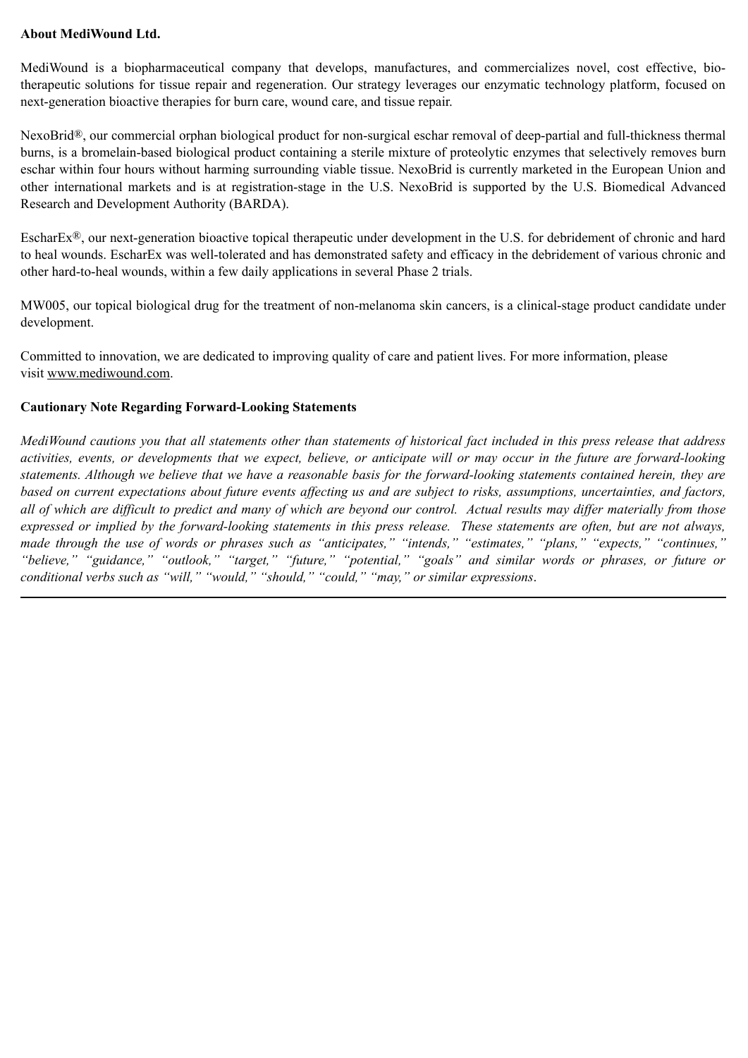**About MediWound Ltd.**

MediWound is a biopharmaceutical company that develops, manufactures, and commercializes novel, cost effective, bio-therapeutic solutions for tissue repair and regeneration. Our strategy leverages our enzymatic technology platform, focused on next-generation bioactive therapies for burn care, wound care, and tissue repair.

NexoBrid®, our commercial orphan biological product for non-surgical eschar removal of deep-partial and full-thickness thermal burns, is a bromelain-based biological product containing a sterile mixture of proteolytic enzymes that selectively removes burn eschar within four hours without harming surrounding viable tissue. NexoBrid is currently marketed in the European Union and other international markets and is at registration-stage in the U.S. NexoBrid is supported by the U.S. Biomedical Advanced Research and Development Authority (BARDA).

EscharEx®, our next-generation bioactive topical therapeutic under development in the U.S. for debridement of chronic and hard to heal wounds. EscharEx was well-tolerated and has demonstrated safety and efficacy in the debridement of various chronic and other hard-to-heal wounds, within a few daily applications in several Phase 2 trials.

MW005, our topical biological drug for the treatment of non-melanoma skin cancers, is a clinical-stage product candidate under development.

Committed to innovation, we are dedicated to improving quality of care and patient lives. For more information, please visit www.mediwound.com.

**Cautionary Note Regarding Forward-Looking Statements**

*MediWound cautions you that all statements other than statements of historical fact included in this press release that address activities, events, or developments that we expect, believe, or anticipate will or may occur in the future are forward-looking statements. Although we believe that we have a reasonable basis for the forward-looking statements contained herein, they are based on current expectations about future events affecting us and are subject to risks, assumptions, uncertainties, and factors, all of which are difficult to predict and many of which are beyond our control. Actual results may differ materially from those expressed or implied by the forward-looking statements in this press release. These statements are often, but are not always, made through the use of words or phrases such as "anticipates," "intends," "estimates," "plans," "expects," "continues," "believe," "guidance," "outlook," "target," "future," "potential," "goals" and similar words or phrases, or future or conditional verbs such as "will," "would," "should," "could," "may," or similar expressions.*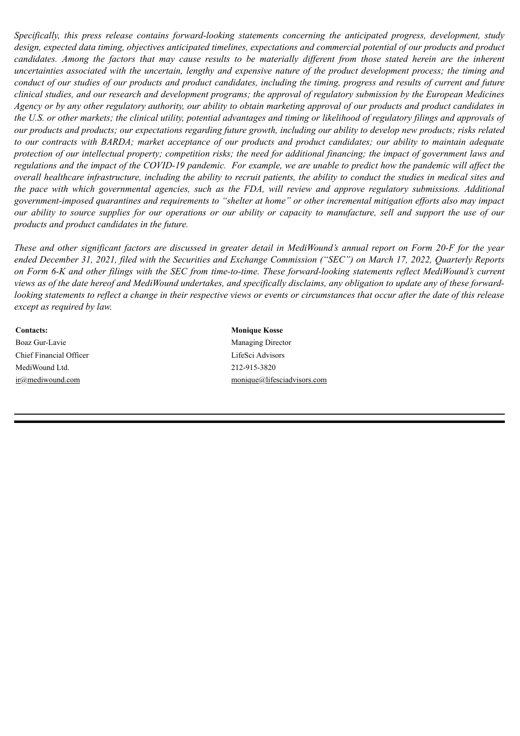*Specifically, this press release contains forward-looking statements concerning the anticipated progress, development, study design, expected data timing, objectives anticipated timelines, expectations and commercial potential of our products and product candidates. Among the factors that may cause results to be materially different from those stated herein are the inherent uncertainties associated with the uncertain, lengthy and expensive nature of the product development process; the timing and conduct of our studies of our products and product candidates, including the timing, progress and results of current and future clinical studies, and our research and development programs; the approval of regulatory submission by the European Medicines Agency or by any other regulatory authority, our ability to obtain marketing approval of our products and product candidates in the U.S. or other markets; the clinical utility, potential advantages and timing or likelihood of regulatory filings and approvals of our products and products; our expectations regarding future growth, including our ability to develop new products; risks related to our contracts with BARDA; market acceptance of our products and product candidates; our ability to maintain adequate protection of our intellectual property; competition risks; the need for additional financing; the impact of government laws and regulations and the impact of the COVID-19 pandemic. For example, we are unable to predict how the pandemic will affect the overall healthcare infrastructure, including the ability to recruit patients, the ability to conduct the studies in medical sites and the pace with which governmental agencies, such as the FDA, will review and approve regulatory submissions. Additional government-imposed quarantines and requirements to "shelter at home" or other incremental mitigation efforts also may impact our ability to source supplies for our operations or our ability or capacity to manufacture, sell and support the use of our products and product candidates in the future.*

*These and other significant factors are discussed in greater detail in MediWound's annual report on Form 20-F for the year ended December 31, 2021, filed with the Securities and Exchange Commission ("SEC") on March 17, 2022, Quarterly Reports on Form 6-K and other filings with the SEC from time-to-time. These forward-looking statements reflect MediWound's current views as of the date hereof and MediWound undertakes, and specifically disclaims, any obligation to update any of these forward-looking statements to reflect a change in their respective views or events or circumstances that occur after the date of this release except as required by law.*

**Contacts:**
Boaz Gur-Lavie
Chief Financial Officer
MediWound Ltd.
ir@mediwound.com

**Monique Kosse**
Managing Director
LifeSci Advisors
212-915-3820
monique@lifesciadvisors.com